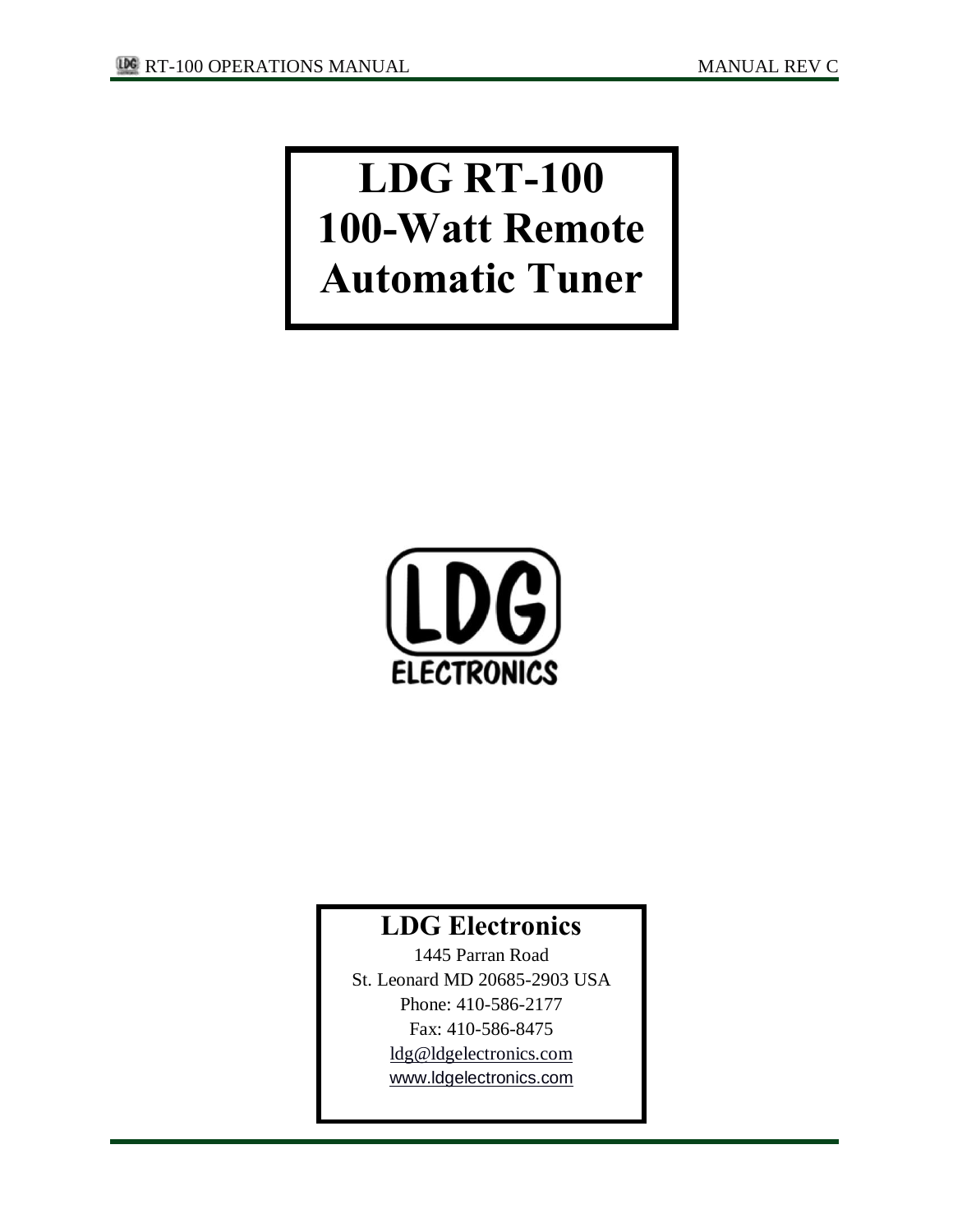# LDG RT-100 100-Watt Remote Automatic Tuner

LDG ELECTRONICS

**LDG Electronics**

1445 Parran Road
St. Leonard MD 20685-2903 USA
Phone: 410-586-2177
Fax: 410-586-8475
ldg@ldgelectronics.com
www.ldgelectronics.com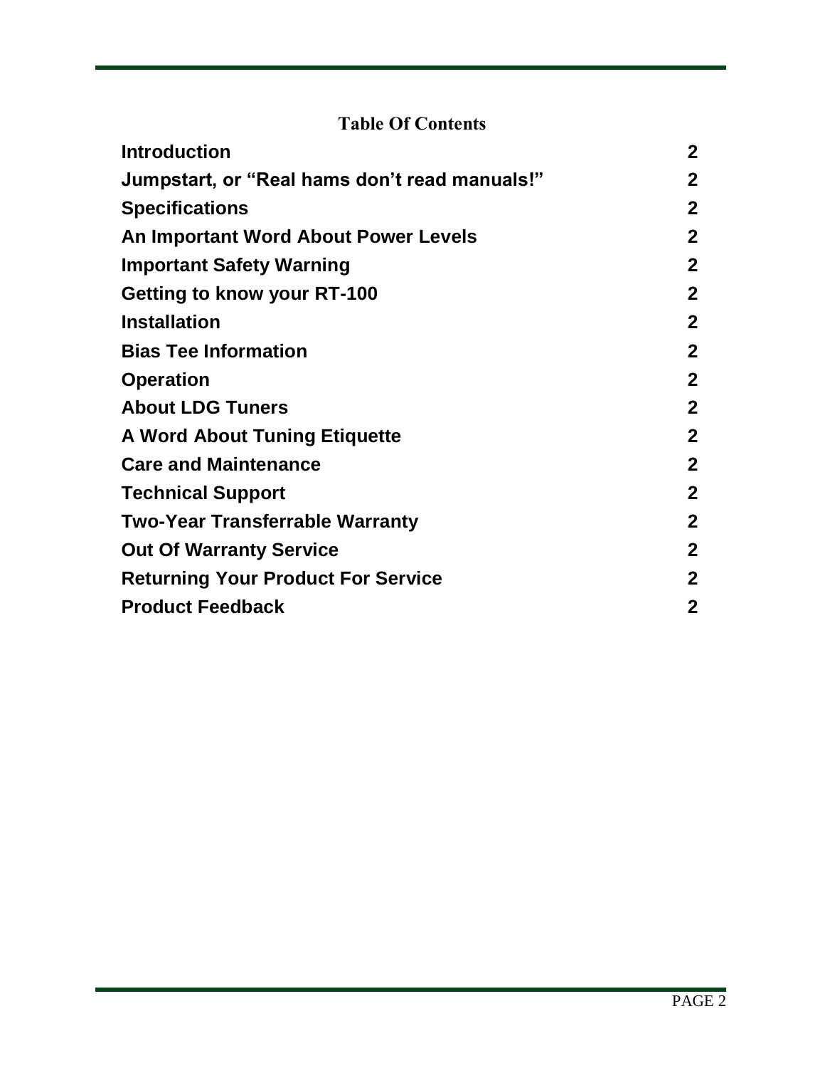## Table Of Contents

| | |
|---|---|
| **Introduction** | **2** |
| **Jumpstart, or "Real hams don't read manuals!"** | **2** |
| **Specifications** | **2** |
| **An Important Word About Power Levels** | **2** |
| **Important Safety Warning** | **2** |
| **Getting to know your RT-100** | **2** |
| **Installation** | **2** |
| **Bias Tee Information** | **2** |
| **Operation** | **2** |
| **About LDG Tuners** | **2** |
| **A Word About Tuning Etiquette** | **2** |
| **Care and Maintenance** | **2** |
| **Technical Support** | **2** |
| **Two-Year Transferrable Warranty** | **2** |
| **Out Of Warranty Service** | **2** |
| **Returning Your Product For Service** | **2** |
| **Product Feedback** | **2** |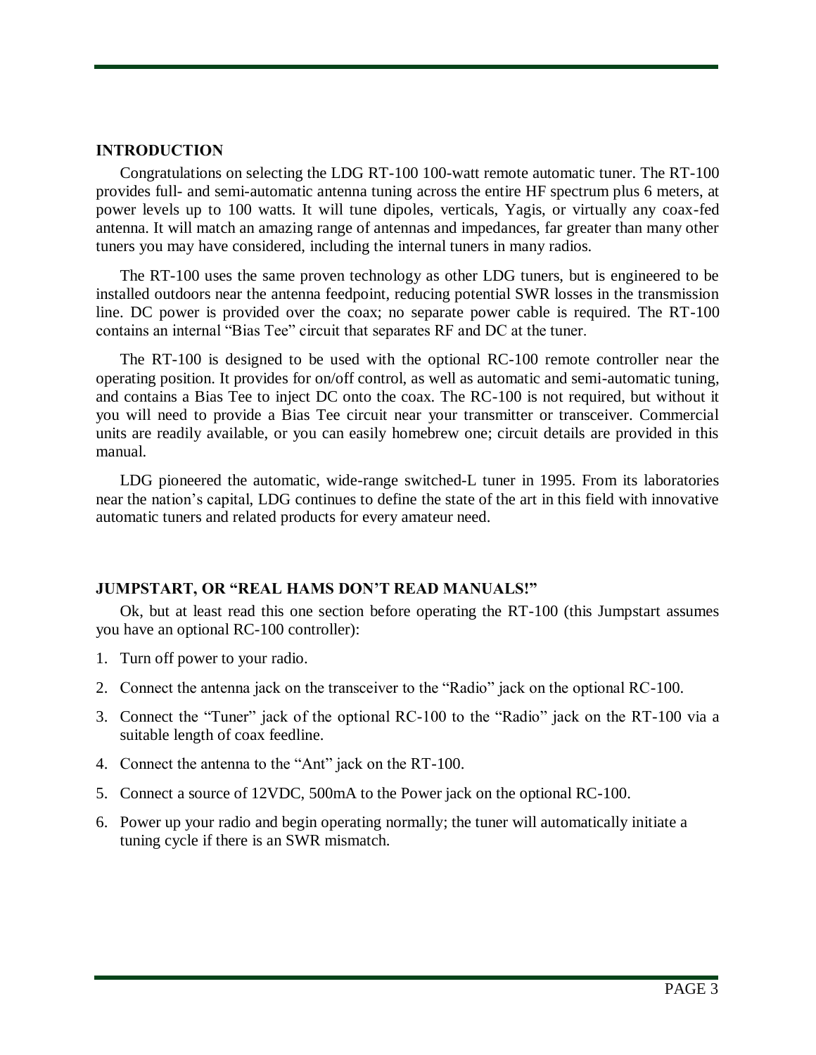## INTRODUCTION

Congratulations on selecting the LDG RT-100 100-watt remote automatic tuner. The RT-100 provides full- and semi-automatic antenna tuning across the entire HF spectrum plus 6 meters, at power levels up to 100 watts. It will tune dipoles, verticals, Yagis, or virtually any coax-fed antenna. It will match an amazing range of antennas and impedances, far greater than many other tuners you may have considered, including the internal tuners in many radios.

The RT-100 uses the same proven technology as other LDG tuners, but is engineered to be installed outdoors near the antenna feedpoint, reducing potential SWR losses in the transmission line. DC power is provided over the coax; no separate power cable is required. The RT-100 contains an internal "Bias Tee" circuit that separates RF and DC at the tuner.

The RT-100 is designed to be used with the optional RC-100 remote controller near the operating position. It provides for on/off control, as well as automatic and semi-automatic tuning, and contains a Bias Tee to inject DC onto the coax. The RC-100 is not required, but without it you will need to provide a Bias Tee circuit near your transmitter or transceiver. Commercial units are readily available, or you can easily homebrew one; circuit details are provided in this manual.

LDG pioneered the automatic, wide-range switched-L tuner in 1995. From its laboratories near the nation's capital, LDG continues to define the state of the art in this field with innovative automatic tuners and related products for every amateur need.

## JUMPSTART, OR "REAL HAMS DON'T READ MANUALS!"

Ok, but at least read this one section before operating the RT-100 (this Jumpstart assumes you have an optional RC-100 controller):

1. Turn off power to your radio.
2. Connect the antenna jack on the transceiver to the "Radio" jack on the optional RC-100.
3. Connect the "Tuner" jack of the optional RC-100 to the "Radio" jack on the RT-100 via a suitable length of coax feedline.
4. Connect the antenna to the "Ant" jack on the RT-100.
5. Connect a source of 12VDC, 500mA to the Power jack on the optional RC-100.
6. Power up your radio and begin operating normally; the tuner will automatically initiate a tuning cycle if there is an SWR mismatch.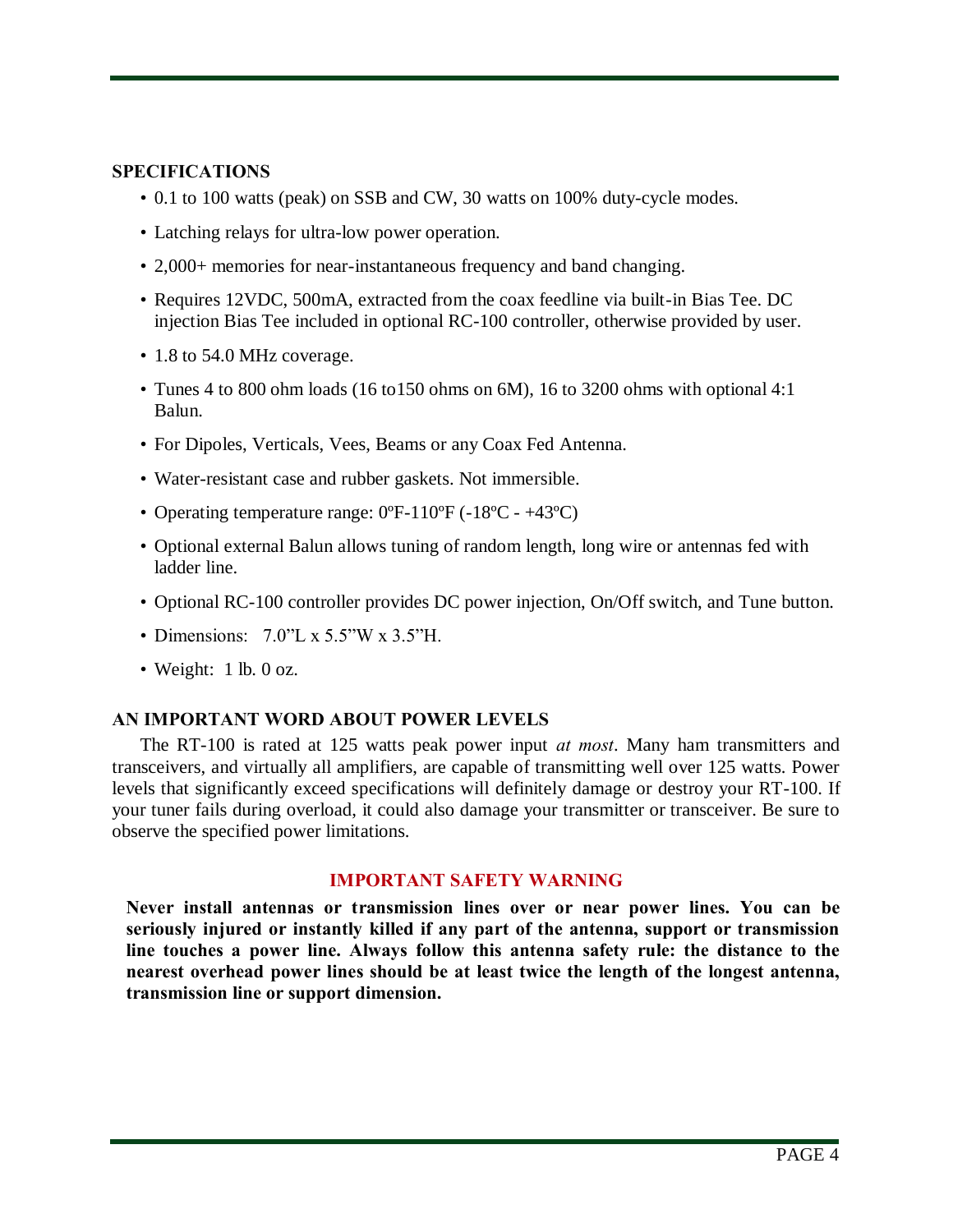## SPECIFICATIONS

- 0.1 to 100 watts (peak) on SSB and CW, 30 watts on 100% duty-cycle modes.
- Latching relays for ultra-low power operation.
- 2,000+ memories for near-instantaneous frequency and band changing.
- Requires 12VDC, 500mA, extracted from the coax feedline via built-in Bias Tee. DC injection Bias Tee included in optional RC-100 controller, otherwise provided by user.
- 1.8 to 54.0 MHz coverage.
- Tunes 4 to 800 ohm loads (16 to150 ohms on 6M), 16 to 3200 ohms with optional 4:1 Balun.
- For Dipoles, Verticals, Vees, Beams or any Coax Fed Antenna.
- Water-resistant case and rubber gaskets. Not immersible.
- Operating temperature range: 0ºF-110ºF (-18ºC - +43ºC)
- Optional external Balun allows tuning of random length, long wire or antennas fed with ladder line.
- Optional RC-100 controller provides DC power injection, On/Off switch, and Tune button.
- Dimensions: 7.0"L x 5.5"W x 3.5"H.
- Weight: 1 lb. 0 oz.

## AN IMPORTANT WORD ABOUT POWER LEVELS

The RT-100 is rated at 125 watts peak power input *at most*. Many ham transmitters and transceivers, and virtually all amplifiers, are capable of transmitting well over 125 watts. Power levels that significantly exceed specifications will definitely damage or destroy your RT-100. If your tuner fails during overload, it could also damage your transmitter or transceiver. Be sure to observe the specified power limitations.

## IMPORTANT SAFETY WARNING

**Never install antennas or transmission lines over or near power lines. You can be seriously injured or instantly killed if any part of the antenna, support or transmission line touches a power line. Always follow this antenna safety rule: the distance to the nearest overhead power lines should be at least twice the length of the longest antenna, transmission line or support dimension.**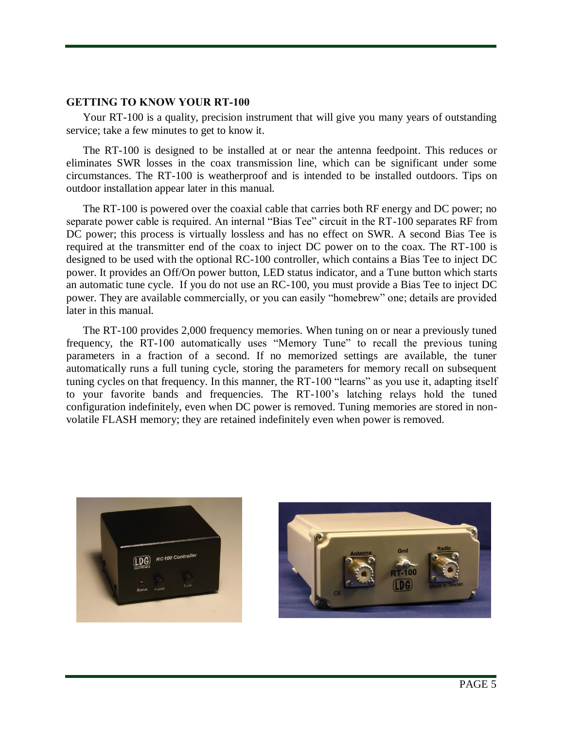**GETTING TO KNOW YOUR RT-100**

Your RT-100 is a quality, precision instrument that will give you many years of outstanding service; take a few minutes to get to know it.

The RT-100 is designed to be installed at or near the antenna feedpoint. This reduces or eliminates SWR losses in the coax transmission line, which can be significant under some circumstances. The RT-100 is weatherproof and is intended to be installed outdoors. Tips on outdoor installation appear later in this manual.

The RT-100 is powered over the coaxial cable that carries both RF energy and DC power; no separate power cable is required. An internal "Bias Tee" circuit in the RT-100 separates RF from DC power; this process is virtually lossless and has no effect on SWR. A second Bias Tee is required at the transmitter end of the coax to inject DC power on to the coax. The RT-100 is designed to be used with the optional RC-100 controller, which contains a Bias Tee to inject DC power. It provides an Off/On power button, LED status indicator, and a Tune button which starts an automatic tune cycle. If you do not use an RC-100, you must provide a Bias Tee to inject DC power. They are available commercially, or you can easily "homebrew" one; details are provided later in this manual.

The RT-100 provides 2,000 frequency memories. When tuning on or near a previously tuned frequency, the RT-100 automatically uses "Memory Tune" to recall the previous tuning parameters in a fraction of a second. If no memorized settings are available, the tuner automatically runs a full tuning cycle, storing the parameters for memory recall on subsequent tuning cycles on that frequency. In this manner, the RT-100 "learns" as you use it, adapting itself to your favorite bands and frequencies. The RT-100's latching relays hold the tuned configuration indefinitely, even when DC power is removed. Tuning memories are stored in non-volatile FLASH memory; they are retained indefinitely even when power is removed.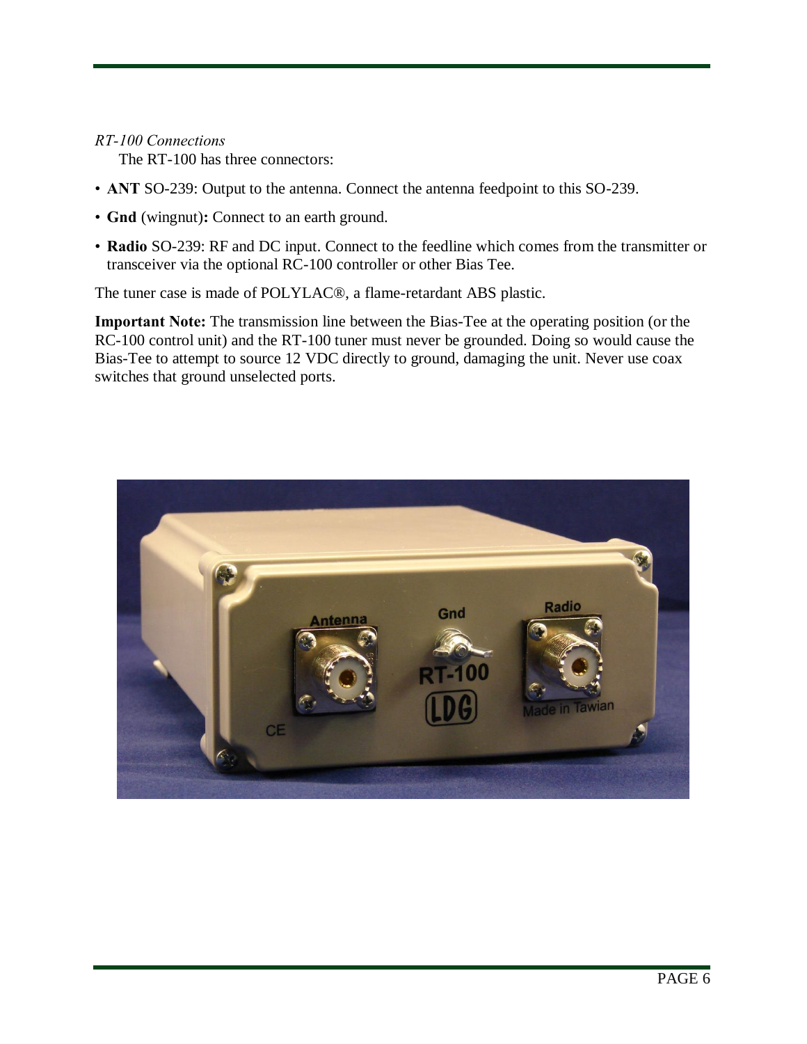*RT-100 Connections*

The RT-100 has three connectors:

- **ANT** SO-239: Output to the antenna. Connect the antenna feedpoint to this SO-239.
- **Gnd** (wingnut)**:** Connect to an earth ground.
- **Radio** SO-239: RF and DC input. Connect to the feedline which comes from the transmitter or transceiver via the optional RC-100 controller or other Bias Tee.

The tuner case is made of POLYLAC®, a flame-retardant ABS plastic.

**Important Note:** The transmission line between the Bias-Tee at the operating position (or the RC-100 control unit) and the RT-100 tuner must never be grounded. Doing so would cause the Bias-Tee to attempt to source 12 VDC directly to ground, damaging the unit. Never use coax switches that ground unselected ports.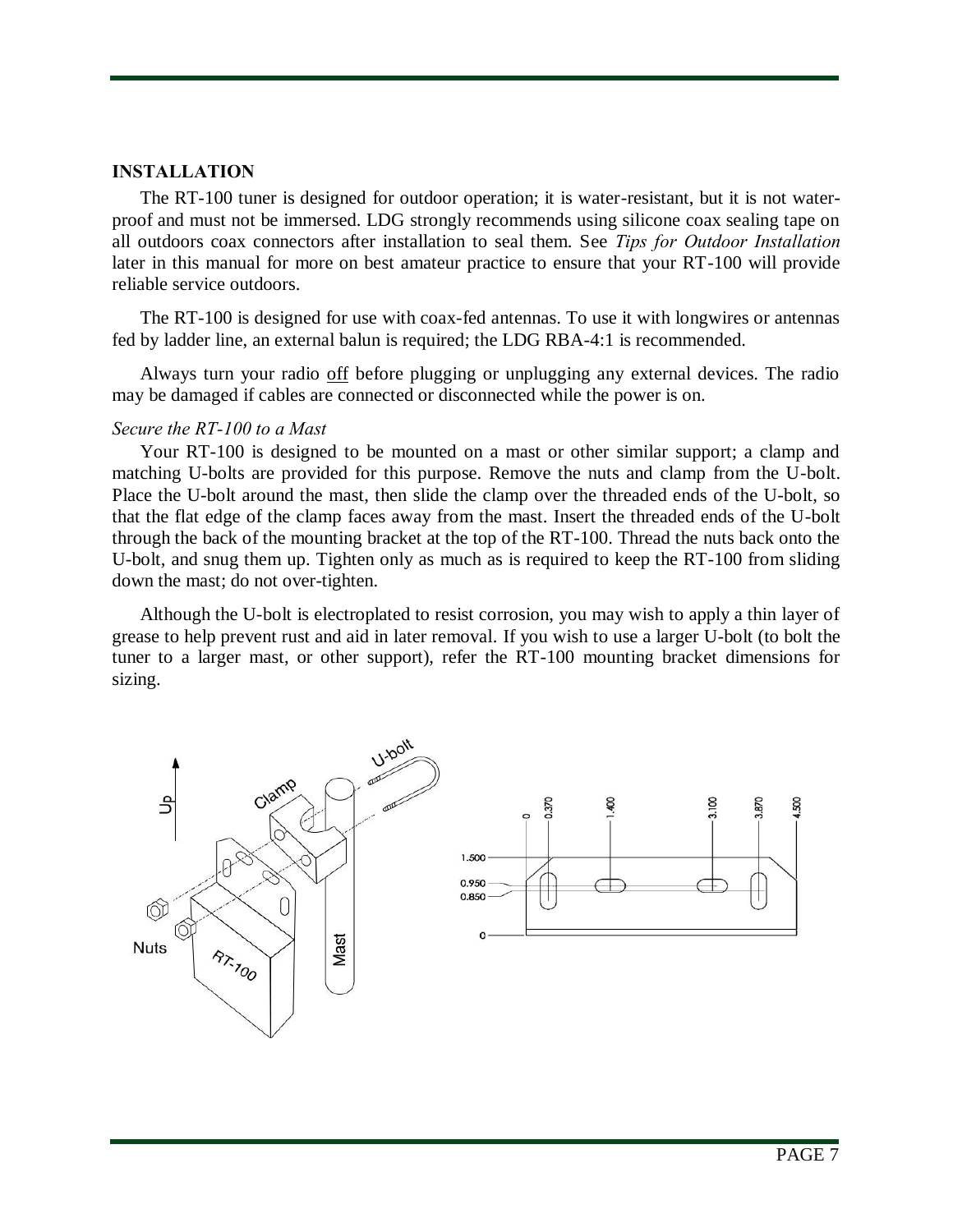## INSTALLATION

The RT-100 tuner is designed for outdoor operation; it is water-resistant, but it is not water-proof and must not be immersed. LDG strongly recommends using silicone coax sealing tape on all outdoors coax connectors after installation to seal them. See *Tips for Outdoor Installation* later in this manual for more on best amateur practice to ensure that your RT-100 will provide reliable service outdoors.

The RT-100 is designed for use with coax-fed antennas. To use it with longwires or antennas fed by ladder line, an external balun is required; the LDG RBA-4:1 is recommended.

Always turn your radio off before plugging or unplugging any external devices. The radio may be damaged if cables are connected or disconnected while the power is on.

### *Secure the RT-100 to a Mast*

Your RT-100 is designed to be mounted on a mast or other similar support; a clamp and matching U-bolts are provided for this purpose. Remove the nuts and clamp from the U-bolt. Place the U-bolt around the mast, then slide the clamp over the threaded ends of the U-bolt, so that the flat edge of the clamp faces away from the mast. Insert the threaded ends of the U-bolt through the back of the mounting bracket at the top of the RT-100. Thread the nuts back onto the U-bolt, and snug them up. Tighten only as much as is required to keep the RT-100 from sliding down the mast; do not over-tighten.

Although the U-bolt is electroplated to resist corrosion, you may wish to apply a thin layer of grease to help prevent rust and aid in later removal. If you wish to use a larger U-bolt (to bolt the tuner to a larger mast, or other support), refer the RT-100 mounting bracket dimensions for sizing.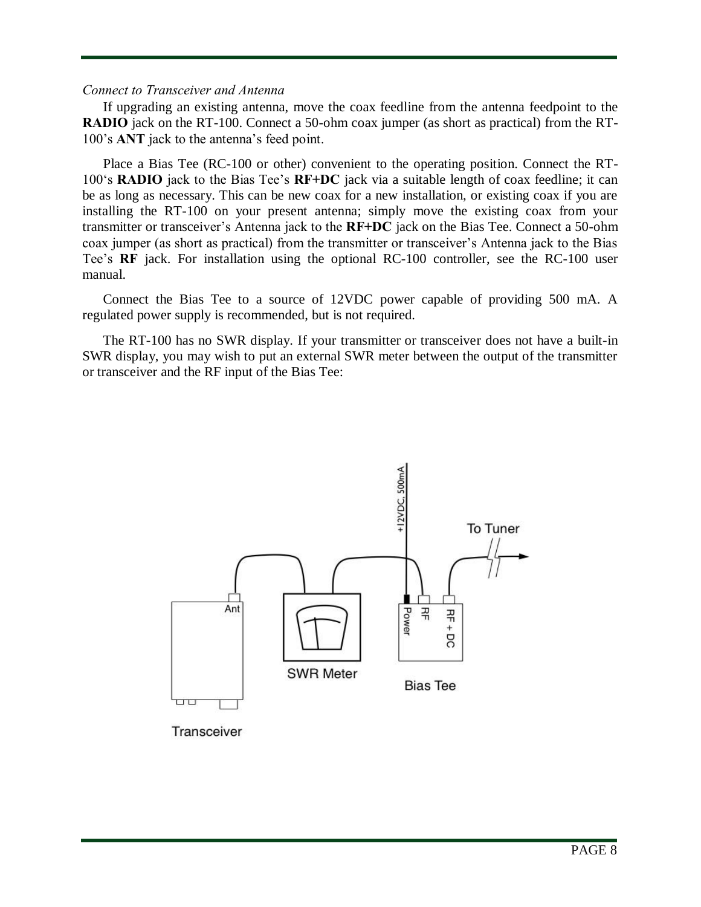*Connect to Transceiver and Antenna*

If upgrading an existing antenna, move the coax feedline from the antenna feedpoint to the **RADIO** jack on the RT-100. Connect a 50-ohm coax jumper (as short as practical) from the RT-100's **ANT** jack to the antenna's feed point.

Place a Bias Tee (RC-100 or other) convenient to the operating position. Connect the RT-100's **RADIO** jack to the Bias Tee's **RF+DC** jack via a suitable length of coax feedline; it can be as long as necessary. This can be new coax for a new installation, or existing coax if you are installing the RT-100 on your present antenna; simply move the existing coax from your transmitter or transceiver's Antenna jack to the **RF+DC** jack on the Bias Tee. Connect a 50-ohm coax jumper (as short as practical) from the transmitter or transceiver's Antenna jack to the Bias Tee's **RF** jack. For installation using the optional RC-100 controller, see the RC-100 user manual.

Connect the Bias Tee to a source of 12VDC power capable of providing 500 mA. A regulated power supply is recommended, but is not required.

The RT-100 has no SWR display. If your transmitter or transceiver does not have a built-in SWR display, you may wish to put an external SWR meter between the output of the transmitter or transceiver and the RF input of the Bias Tee: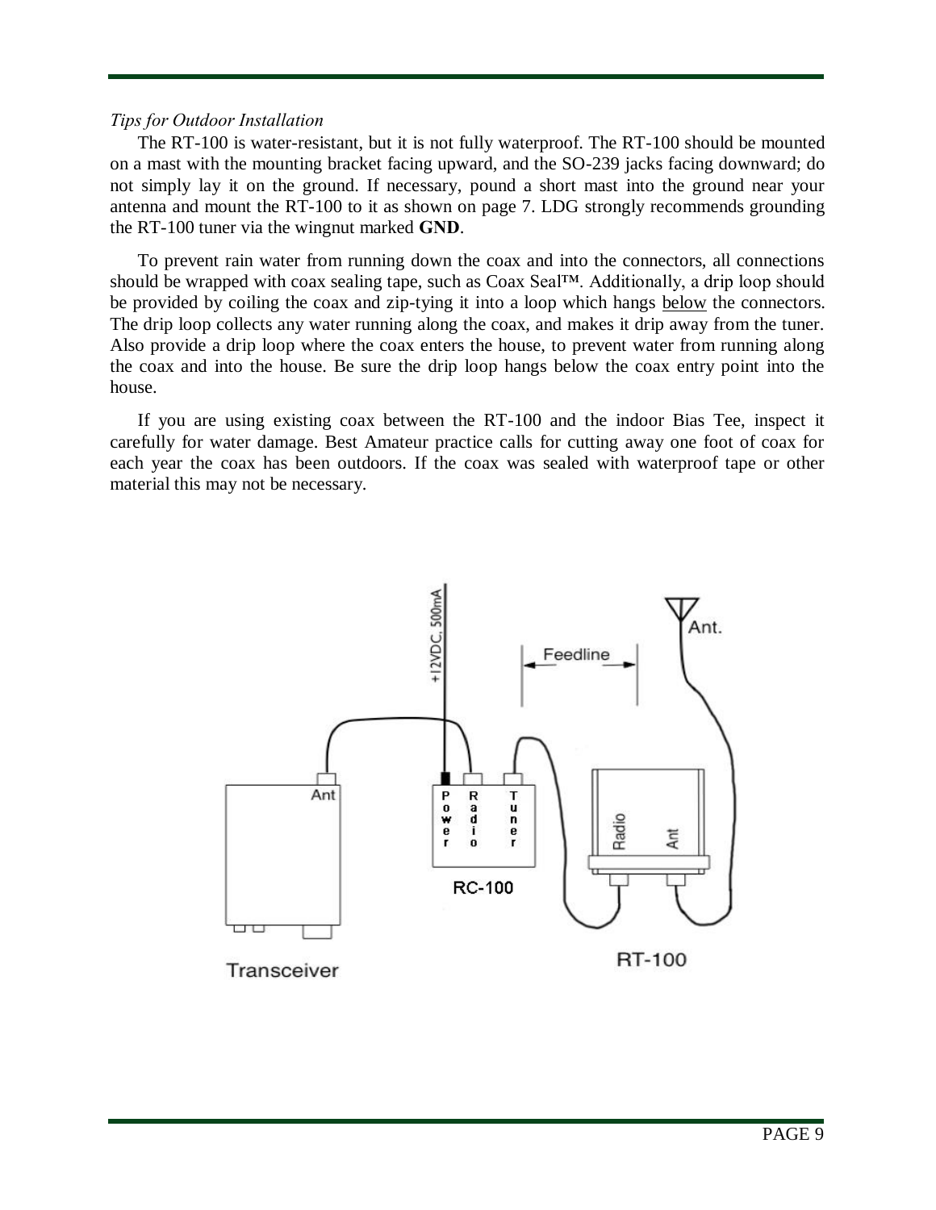*Tips for Outdoor Installation*

The RT-100 is water-resistant, but it is not fully waterproof. The RT-100 should be mounted on a mast with the mounting bracket facing upward, and the SO-239 jacks facing downward; do not simply lay it on the ground. If necessary, pound a short mast into the ground near your antenna and mount the RT-100 to it as shown on page 7. LDG strongly recommends grounding the RT-100 tuner via the wingnut marked **GND**.

To prevent rain water from running down the coax and into the connectors, all connections should be wrapped with coax sealing tape, such as Coax Seal™. Additionally, a drip loop should be provided by coiling the coax and zip-tying it into a loop which hangs <u>below</u> the connectors. The drip loop collects any water running along the coax, and makes it drip away from the tuner. Also provide a drip loop where the coax enters the house, to prevent water from running along the coax and into the house. Be sure the drip loop hangs below the coax entry point into the house.

If you are using existing coax between the RT-100 and the indoor Bias Tee, inspect it carefully for water damage. Best Amateur practice calls for cutting away one foot of coax for each year the coax has been outdoors. If the coax was sealed with waterproof tape or other material this may not be necessary.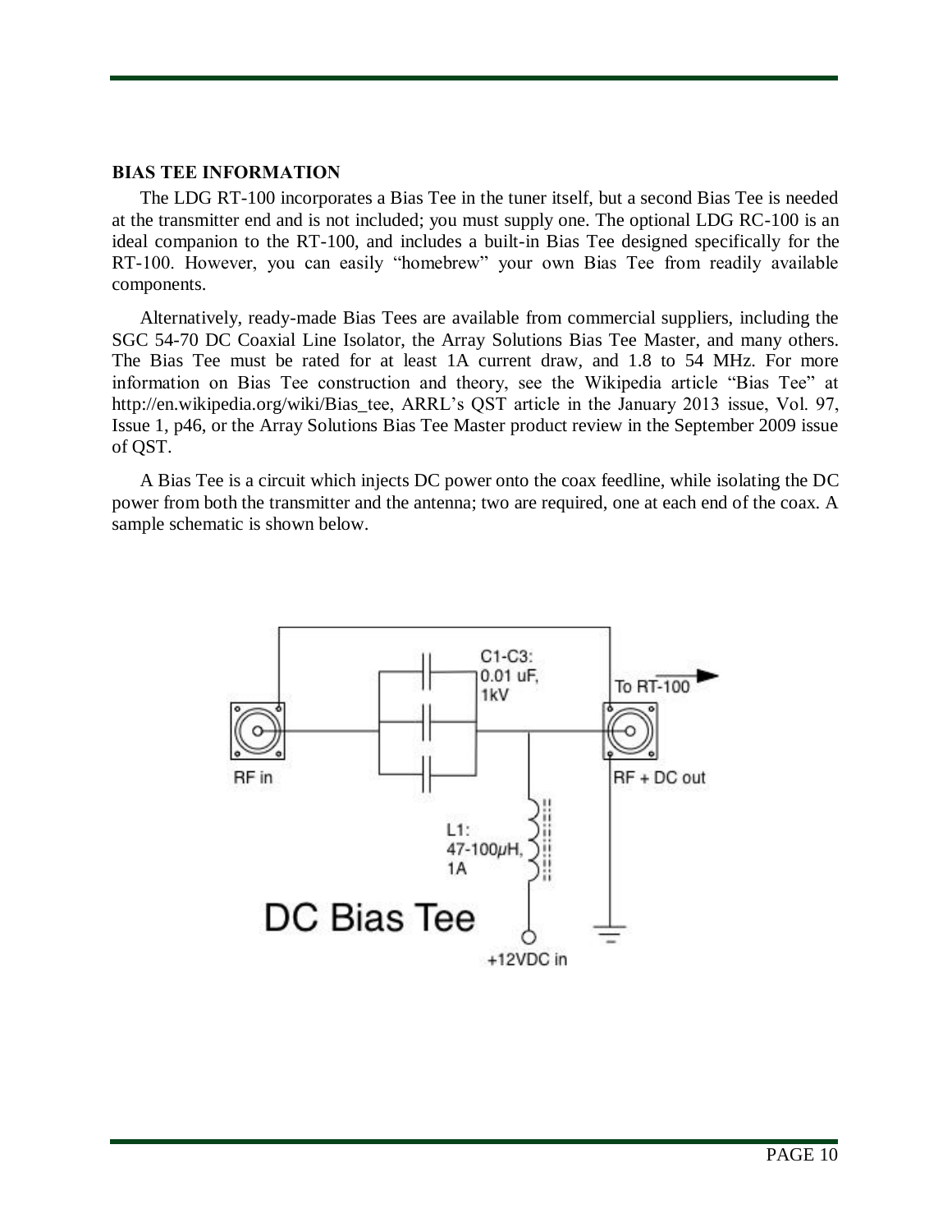## BIAS TEE INFORMATION

The LDG RT-100 incorporates a Bias Tee in the tuner itself, but a second Bias Tee is needed at the transmitter end and is not included; you must supply one. The optional LDG RC-100 is an ideal companion to the RT-100, and includes a built-in Bias Tee designed specifically for the RT-100. However, you can easily "homebrew" your own Bias Tee from readily available components.

Alternatively, ready-made Bias Tees are available from commercial suppliers, including the SGC 54-70 DC Coaxial Line Isolator, the Array Solutions Bias Tee Master, and many others. The Bias Tee must be rated for at least 1A current draw, and 1.8 to 54 MHz. For more information on Bias Tee construction and theory, see the Wikipedia article "Bias Tee" at http://en.wikipedia.org/wiki/Bias_tee, ARRL's QST article in the January 2013 issue, Vol. 97, Issue 1, p46, or the Array Solutions Bias Tee Master product review in the September 2009 issue of QST.

A Bias Tee is a circuit which injects DC power onto the coax feedline, while isolating the DC power from both the transmitter and the antenna; two are required, one at each end of the coax. A sample schematic is shown below.

C1-C3: 0.01 uF, 1kV

To RT-100

RF in

RF + DC out

L1: 47-100μH, 1A

DC Bias Tee

+12VDC in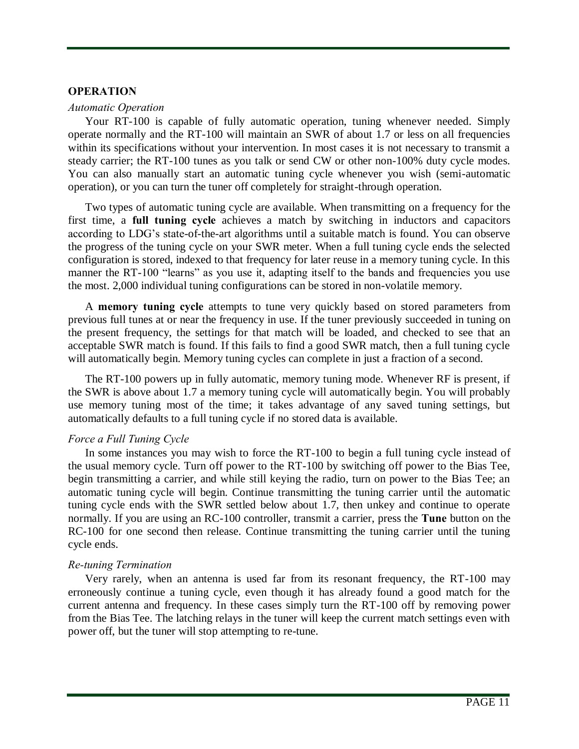## OPERATION

### *Automatic Operation*

Your RT-100 is capable of fully automatic operation, tuning whenever needed. Simply operate normally and the RT-100 will maintain an SWR of about 1.7 or less on all frequencies within its specifications without your intervention. In most cases it is not necessary to transmit a steady carrier; the RT-100 tunes as you talk or send CW or other non-100% duty cycle modes. You can also manually start an automatic tuning cycle whenever you wish (semi-automatic operation), or you can turn the tuner off completely for straight-through operation.

Two types of automatic tuning cycle are available. When transmitting on a frequency for the first time, a **full tuning cycle** achieves a match by switching in inductors and capacitors according to LDG's state-of-the-art algorithms until a suitable match is found. You can observe the progress of the tuning cycle on your SWR meter. When a full tuning cycle ends the selected configuration is stored, indexed to that frequency for later reuse in a memory tuning cycle. In this manner the RT-100 "learns" as you use it, adapting itself to the bands and frequencies you use the most. 2,000 individual tuning configurations can be stored in non-volatile memory.

A **memory tuning cycle** attempts to tune very quickly based on stored parameters from previous full tunes at or near the frequency in use. If the tuner previously succeeded in tuning on the present frequency, the settings for that match will be loaded, and checked to see that an acceptable SWR match is found. If this fails to find a good SWR match, then a full tuning cycle will automatically begin. Memory tuning cycles can complete in just a fraction of a second.

The RT-100 powers up in fully automatic, memory tuning mode. Whenever RF is present, if the SWR is above about 1.7 a memory tuning cycle will automatically begin. You will probably use memory tuning most of the time; it takes advantage of any saved tuning settings, but automatically defaults to a full tuning cycle if no stored data is available.

### *Force a Full Tuning Cycle*

In some instances you may wish to force the RT-100 to begin a full tuning cycle instead of the usual memory cycle. Turn off power to the RT-100 by switching off power to the Bias Tee, begin transmitting a carrier, and while still keying the radio, turn on power to the Bias Tee; an automatic tuning cycle will begin. Continue transmitting the tuning carrier until the automatic tuning cycle ends with the SWR settled below about 1.7, then unkey and continue to operate normally. If you are using an RC-100 controller, transmit a carrier, press the **Tune** button on the RC-100 for one second then release. Continue transmitting the tuning carrier until the tuning cycle ends.

### *Re-tuning Termination*

Very rarely, when an antenna is used far from its resonant frequency, the RT-100 may erroneously continue a tuning cycle, even though it has already found a good match for the current antenna and frequency. In these cases simply turn the RT-100 off by removing power from the Bias Tee. The latching relays in the tuner will keep the current match settings even with power off, but the tuner will stop attempting to re-tune.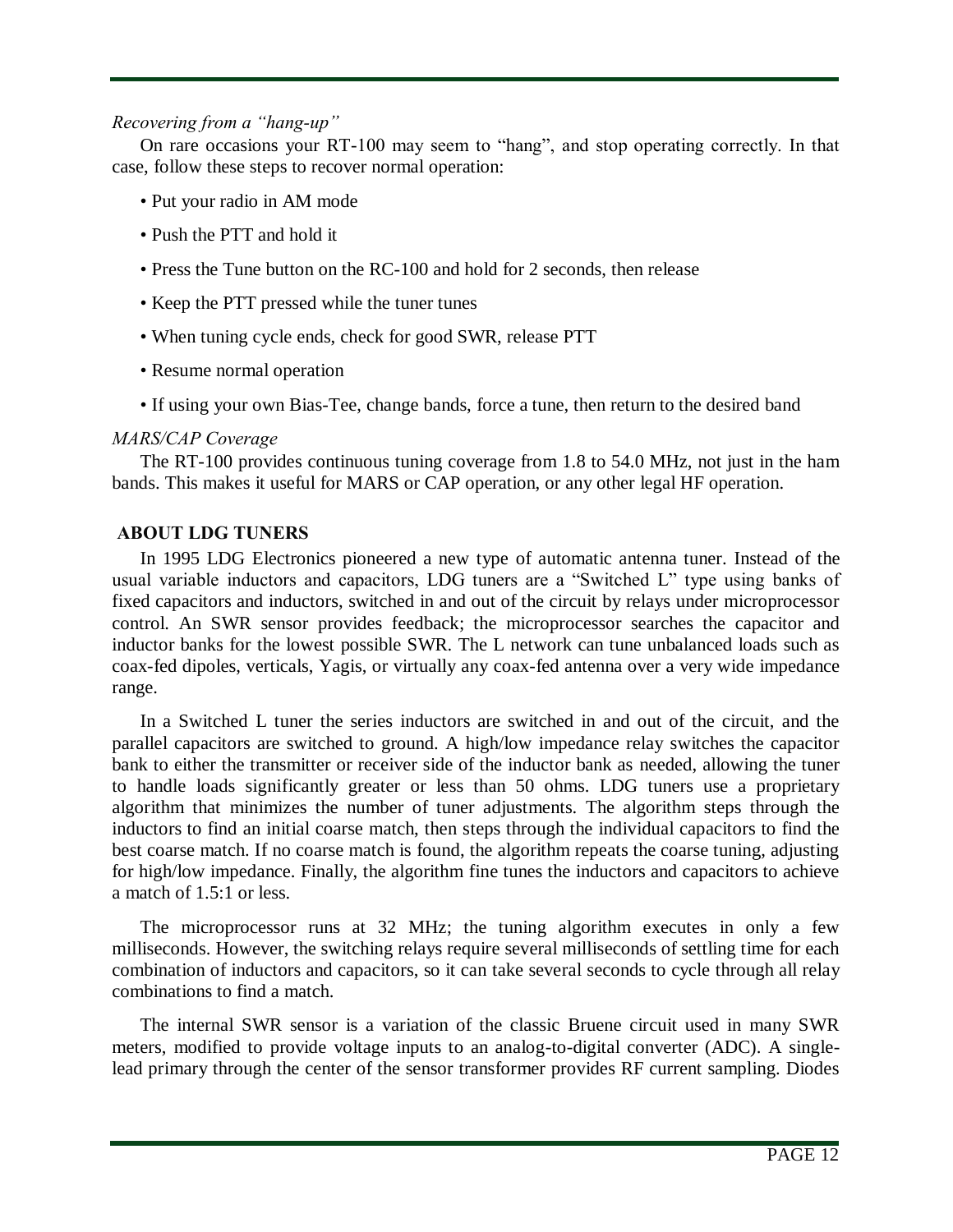*Recovering from a "hang-up"*

On rare occasions your RT-100 may seem to "hang", and stop operating correctly. In that case, follow these steps to recover normal operation:

- Put your radio in AM mode
- Push the PTT and hold it
- Press the Tune button on the RC-100 and hold for 2 seconds, then release
- Keep the PTT pressed while the tuner tunes
- When tuning cycle ends, check for good SWR, release PTT
- Resume normal operation
- If using your own Bias-Tee, change bands, force a tune, then return to the desired band

*MARS/CAP Coverage*

The RT-100 provides continuous tuning coverage from 1.8 to 54.0 MHz, not just in the ham bands. This makes it useful for MARS or CAP operation, or any other legal HF operation.

## ABOUT LDG TUNERS

In 1995 LDG Electronics pioneered a new type of automatic antenna tuner. Instead of the usual variable inductors and capacitors, LDG tuners are a "Switched L" type using banks of fixed capacitors and inductors, switched in and out of the circuit by relays under microprocessor control. An SWR sensor provides feedback; the microprocessor searches the capacitor and inductor banks for the lowest possible SWR. The L network can tune unbalanced loads such as coax-fed dipoles, verticals, Yagis, or virtually any coax-fed antenna over a very wide impedance range.

In a Switched L tuner the series inductors are switched in and out of the circuit, and the parallel capacitors are switched to ground. A high/low impedance relay switches the capacitor bank to either the transmitter or receiver side of the inductor bank as needed, allowing the tuner to handle loads significantly greater or less than 50 ohms. LDG tuners use a proprietary algorithm that minimizes the number of tuner adjustments. The algorithm steps through the inductors to find an initial coarse match, then steps through the individual capacitors to find the best coarse match. If no coarse match is found, the algorithm repeats the coarse tuning, adjusting for high/low impedance. Finally, the algorithm fine tunes the inductors and capacitors to achieve a match of 1.5:1 or less.

The microprocessor runs at 32 MHz; the tuning algorithm executes in only a few milliseconds. However, the switching relays require several milliseconds of settling time for each combination of inductors and capacitors, so it can take several seconds to cycle through all relay combinations to find a match.

The internal SWR sensor is a variation of the classic Bruene circuit used in many SWR meters, modified to provide voltage inputs to an analog-to-digital converter (ADC). A single-lead primary through the center of the sensor transformer provides RF current sampling. Diodes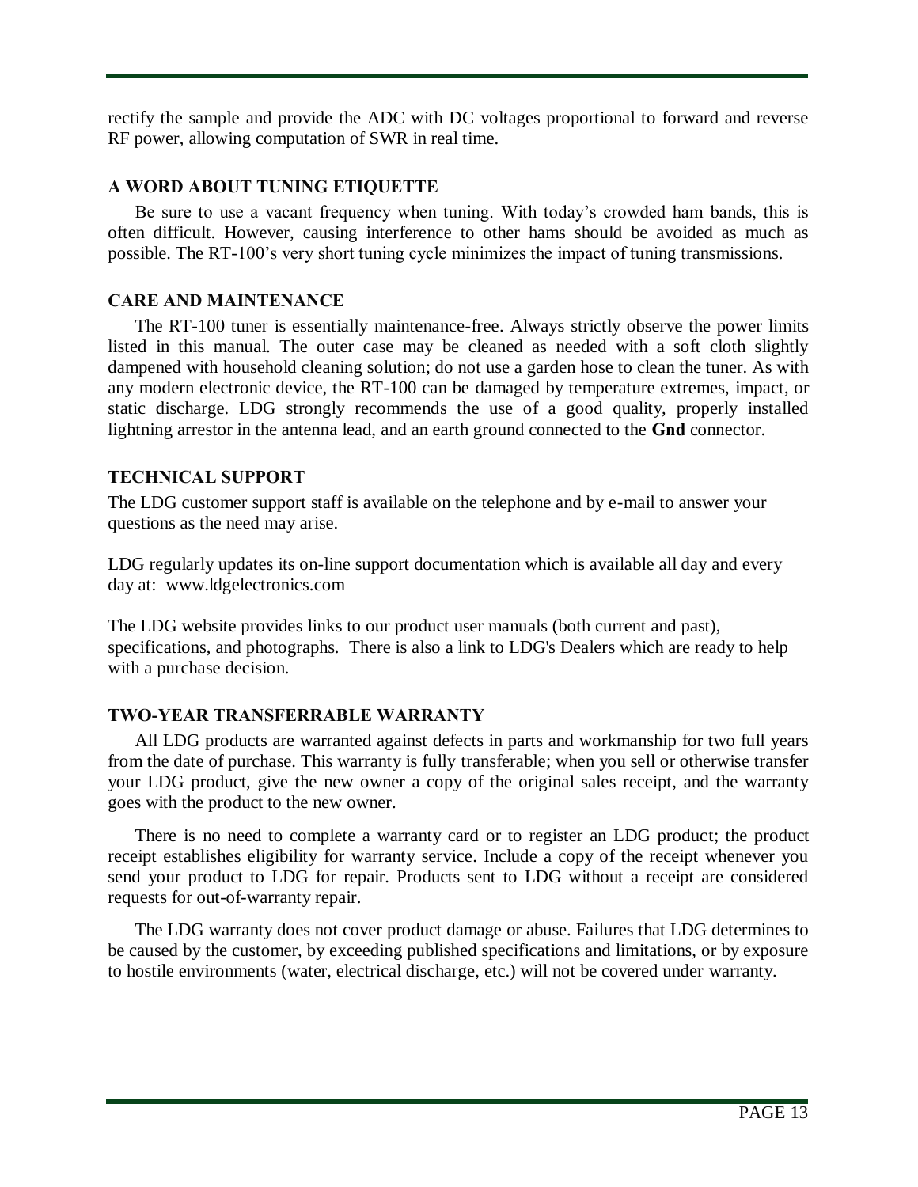rectify the sample and provide the ADC with DC voltages proportional to forward and reverse RF power, allowing computation of SWR in real time.

### A WORD ABOUT TUNING ETIQUETTE

Be sure to use a vacant frequency when tuning. With today's crowded ham bands, this is often difficult. However, causing interference to other hams should be avoided as much as possible. The RT-100's very short tuning cycle minimizes the impact of tuning transmissions.

### CARE AND MAINTENANCE

The RT-100 tuner is essentially maintenance-free. Always strictly observe the power limits listed in this manual. The outer case may be cleaned as needed with a soft cloth slightly dampened with household cleaning solution; do not use a garden hose to clean the tuner. As with any modern electronic device, the RT-100 can be damaged by temperature extremes, impact, or static discharge. LDG strongly recommends the use of a good quality, properly installed lightning arrestor in the antenna lead, and an earth ground connected to the **Gnd** connector.

### TECHNICAL SUPPORT

The LDG customer support staff is available on the telephone and by e-mail to answer your questions as the need may arise.

LDG regularly updates its on-line support documentation which is available all day and every day at: www.ldgelectronics.com

The LDG website provides links to our product user manuals (both current and past), specifications, and photographs. There is also a link to LDG's Dealers which are ready to help with a purchase decision.

### TWO-YEAR TRANSFERRABLE WARRANTY

All LDG products are warranted against defects in parts and workmanship for two full years from the date of purchase. This warranty is fully transferable; when you sell or otherwise transfer your LDG product, give the new owner a copy of the original sales receipt, and the warranty goes with the product to the new owner.

There is no need to complete a warranty card or to register an LDG product; the product receipt establishes eligibility for warranty service. Include a copy of the receipt whenever you send your product to LDG for repair. Products sent to LDG without a receipt are considered requests for out-of-warranty repair.

The LDG warranty does not cover product damage or abuse. Failures that LDG determines to be caused by the customer, by exceeding published specifications and limitations, or by exposure to hostile environments (water, electrical discharge, etc.) will not be covered under warranty.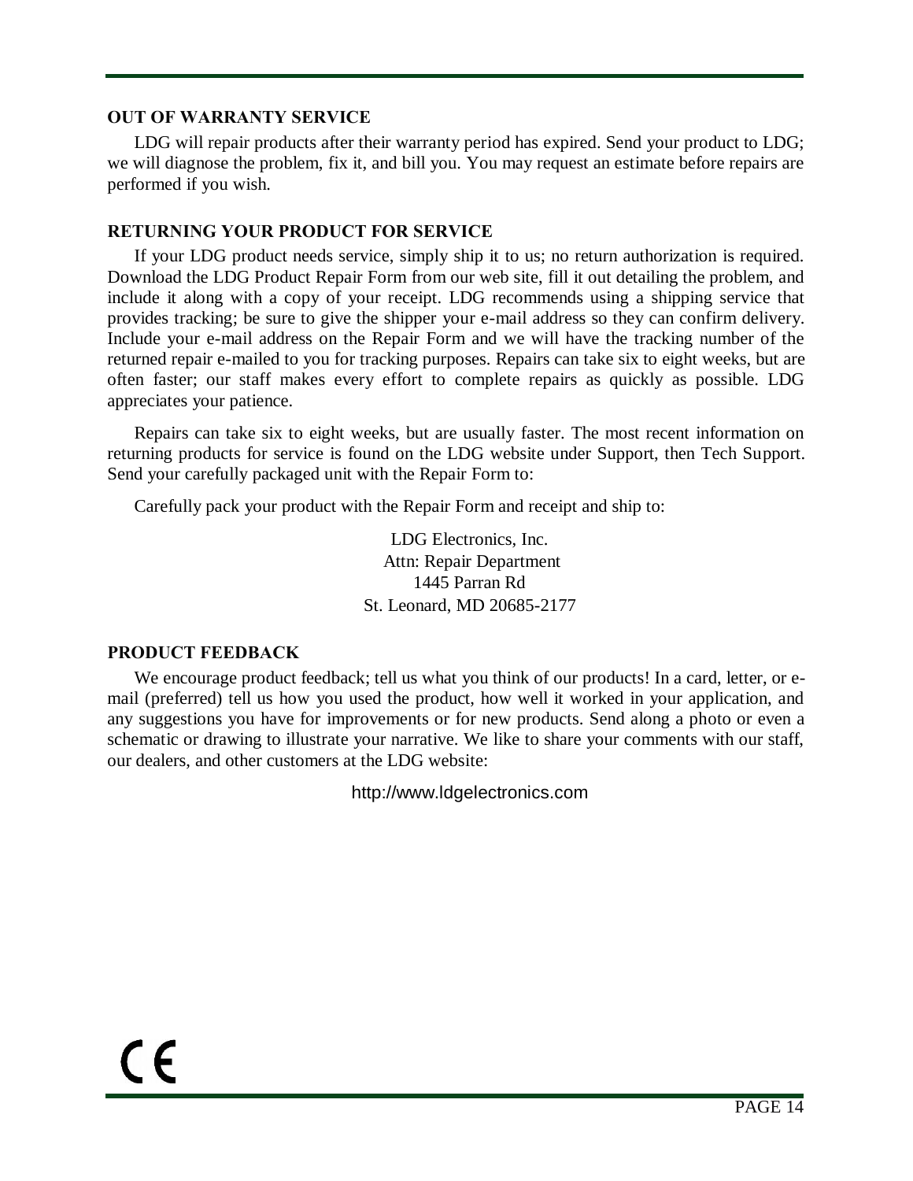## OUT OF WARRANTY SERVICE

LDG will repair products after their warranty period has expired. Send your product to LDG; we will diagnose the problem, fix it, and bill you. You may request an estimate before repairs are performed if you wish.

## RETURNING YOUR PRODUCT FOR SERVICE

If your LDG product needs service, simply ship it to us; no return authorization is required. Download the LDG Product Repair Form from our web site, fill it out detailing the problem, and include it along with a copy of your receipt. LDG recommends using a shipping service that provides tracking; be sure to give the shipper your e-mail address so they can confirm delivery. Include your e-mail address on the Repair Form and we will have the tracking number of the returned repair e-mailed to you for tracking purposes. Repairs can take six to eight weeks, but are often faster; our staff makes every effort to complete repairs as quickly as possible. LDG appreciates your patience.

Repairs can take six to eight weeks, but are usually faster. The most recent information on returning products for service is found on the LDG website under Support, then Tech Support. Send your carefully packaged unit with the Repair Form to:

Carefully pack your product with the Repair Form and receipt and ship to:

LDG Electronics, Inc.
Attn: Repair Department
1445 Parran Rd
St. Leonard, MD 20685-2177

## PRODUCT FEEDBACK

We encourage product feedback; tell us what you think of our products! In a card, letter, or e-mail (preferred) tell us how you used the product, how well it worked in your application, and any suggestions you have for improvements or for new products. Send along a photo or even a schematic or drawing to illustrate your narrative. We like to share your comments with our staff, our dealers, and other customers at the LDG website:

http://www.ldgelectronics.com

CE